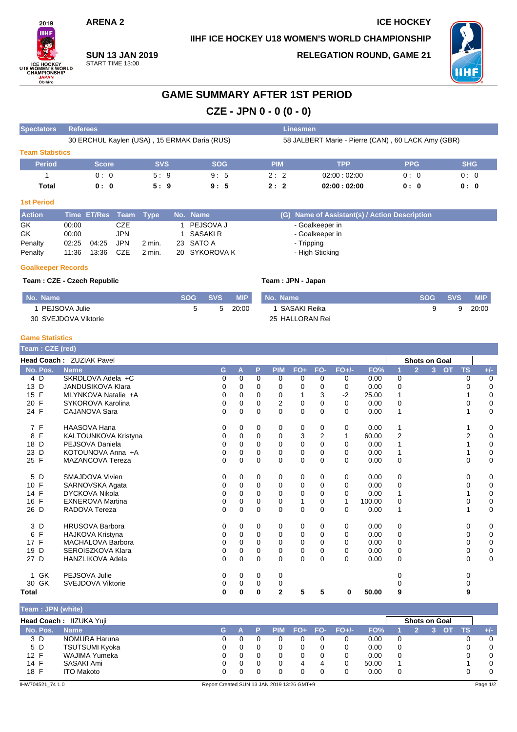ARENA 2

ICE HOCKEY

IIHF ICE HOCKEY U18 WOMEN'S WORLD CHAMPIONSHIP

**SUN 13 JAN 2019**
START TIME 13:00

RELEGATION ROUND, GAME 21

# GAME SUMMARY AFTER 1ST PERIOD

## CZE - JPN 0 - 0 (0 - 0)

| Spectators | Referees | Linesmen |
|---|---|---|
| | 30 ERCHUL Kaylen (USA) , 15 ERMAK Daria (RUS) | 58 JALBERT Marie - Pierre (CAN) , 60 LACK Amy (GBR) |

### Team Statistics

| Period | Score | SVS | SOG | PIM | TPP | PPG | SHG |
|---|---|---|---|---|---|---|---|
| 1 | 0 : 0 | 5 : 9 | 9 : 5 | 2 : 2 | 02:00 : 02:00 | 0 : 0 | 0 : 0 |
| **Total** | **0 : 0** | **5 : 9** | **9 : 5** | **2 : 2** | **02:00 : 02:00** | **0 : 0** | **0 : 0** |

### 1st Period

| Action | Time | ET/Res | Team | Type | No. | Name | (G) Name of Assistant(s) / Action Description |
|---|---|---|---|---|---|---|---|
| GK | 00:00 | | CZE | | 1 | PEJSOVA J | - Goalkeeper in |
| GK | 00:00 | | JPN | | 1 | SASAKI R | - Goalkeeper in |
| Penalty | 02:25 | 04:25 | JPN | 2 min. | 23 | SATO A | - Tripping |
| Penalty | 11:36 | 13:36 | CZE | 2 min. | 20 | SYKOROVA K | - High Sticking |

### Goalkeeper Records

**Team : CZE - Czech Republic**

| No. | Name | SOG | SVS | MIP |
|---|---|---|---|---|
| 1 | PEJSOVA Julie | 5 | 5 | 20:00 |
| 30 | SVEJDOVA Viktorie | | | |

**Team : JPN - Japan**

| No. | Name | SOG | SVS | MIP |
|---|---|---|---|---|
| 1 | SASAKI Reika | 9 | 9 | 20:00 |
| 25 | HALLORAN Rei | | | |

### Game Statistics

**Team : CZE (red)**

**Head Coach :** ZUZIAK Pavel

| No. | Pos. | Name | G | A | P | PIM | FO+ | FO- | FO+/- | FO% | 1 | 2 | 3 | OT | TS | +/- |
|---|---|---|---|---|---|---|---|---|---|---|---|---|---|---|---|---|
| 4 | D | SKRDLOVA Adela +C | 0 | 0 | 0 | 0 | 0 | 0 | 0 | 0.00 | 0 | | | | 0 | 0 |
| 13 | D | JANDUSIKOVA Klara | 0 | 0 | 0 | 0 | 0 | 0 | 0 | 0.00 | 0 | | | | 0 | 0 |
| 15 | F | MLYNKOVA Natalie +A | 0 | 0 | 0 | 0 | 1 | 3 | -2 | 25.00 | 1 | | | | 1 | 0 |
| 20 | F | SYKOROVA Karolina | 0 | 0 | 0 | 2 | 0 | 0 | 0 | 0.00 | 0 | | | | 0 | 0 |
| 24 | F | CAJANOVA Sara | 0 | 0 | 0 | 0 | 0 | 0 | 0 | 0.00 | 1 | | | | 1 | 0 |
| 7 | F | HAASOVA Hana | 0 | 0 | 0 | 0 | 0 | 0 | 0 | 0.00 | 1 | | | | 1 | 0 |
| 8 | F | KALTOUNKOVA Kristyna | 0 | 0 | 0 | 0 | 3 | 2 | 1 | 60.00 | 2 | | | | 2 | 0 |
| 18 | D | PEJSOVA Daniela | 0 | 0 | 0 | 0 | 0 | 0 | 0 | 0.00 | 1 | | | | 1 | 0 |
| 23 | D | KOTOUNOVA Anna +A | 0 | 0 | 0 | 0 | 0 | 0 | 0 | 0.00 | 1 | | | | 1 | 0 |
| 25 | F | MAZANCOVA Tereza | 0 | 0 | 0 | 0 | 0 | 0 | 0 | 0.00 | 0 | | | | 0 | 0 |
| 5 | D | SMAJDOVA Vivien | 0 | 0 | 0 | 0 | 0 | 0 | 0 | 0.00 | 0 | | | | 0 | 0 |
| 10 | F | SARNOVSKA Agata | 0 | 0 | 0 | 0 | 0 | 0 | 0 | 0.00 | 0 | | | | 0 | 0 |
| 14 | F | DYCKOVA Nikola | 0 | 0 | 0 | 0 | 0 | 0 | 0 | 0.00 | 1 | | | | 1 | 0 |
| 16 | F | EXNEROVA Martina | 0 | 0 | 0 | 0 | 1 | 0 | 1 | 100.00 | 0 | | | | 0 | 0 |
| 26 | D | RADOVA Tereza | 0 | 0 | 0 | 0 | 0 | 0 | 0 | 0.00 | 1 | | | | 1 | 0 |
| 3 | D | HRUSOVA Barbora | 0 | 0 | 0 | 0 | 0 | 0 | 0 | 0.00 | 0 | | | | 0 | 0 |
| 6 | F | HAJKOVA Kristyna | 0 | 0 | 0 | 0 | 0 | 0 | 0 | 0.00 | 0 | | | | 0 | 0 |
| 17 | F | MACHALOVA Barbora | 0 | 0 | 0 | 0 | 0 | 0 | 0 | 0.00 | 0 | | | | 0 | 0 |
| 19 | D | SEROISZKOVA Klara | 0 | 0 | 0 | 0 | 0 | 0 | 0 | 0.00 | 0 | | | | 0 | 0 |
| 27 | D | HANZLIKOVA Adela | 0 | 0 | 0 | 0 | 0 | 0 | 0 | 0.00 | 0 | | | | 0 | 0 |
| 1 | GK | PEJSOVA Julie | 0 | 0 | 0 | 0 | | | | | 0 | | | | 0 | |
| 30 | GK | SVEJDOVA Viktorie | 0 | 0 | 0 | 0 | | | | | 0 | | | | 0 | |
| **Total** | | | **0** | **0** | **0** | **2** | **5** | **5** | **0** | **50.00** | **9** | | | | **9** | |

**Team : JPN (white)**

**Head Coach :** IIZUKA Yuji

| No. | Pos. | Name | G | A | P | PIM | FO+ | FO- | FO+/- | FO% | 1 | 2 | 3 | OT | TS | +/- |
|---|---|---|---|---|---|---|---|---|---|---|---|---|---|---|---|---|
| 3 | D | NOMURA Haruna | 0 | 0 | 0 | 0 | 0 | 0 | 0 | 0.00 | 0 | | | | 0 | 0 |
| 5 | D | TSUTSUMI Kyoka | 0 | 0 | 0 | 0 | 0 | 0 | 0 | 0.00 | 0 | | | | 0 | 0 |
| 12 | F | WAJIMA Yumeka | 0 | 0 | 0 | 0 | 0 | 0 | 0 | 0.00 | 0 | | | | 0 | 0 |
| 14 | F | SASAKI Ami | 0 | 0 | 0 | 0 | 4 | 4 | 0 | 50.00 | 1 | | | | 1 | 0 |
| 18 | F | ITO Makoto | 0 | 0 | 0 | 0 | 0 | 0 | 0 | 0.00 | 0 | | | | 0 | 0 |

IHW704521_74 1.0 Report Created SUN 13 JAN 2019 13:26 GMT+9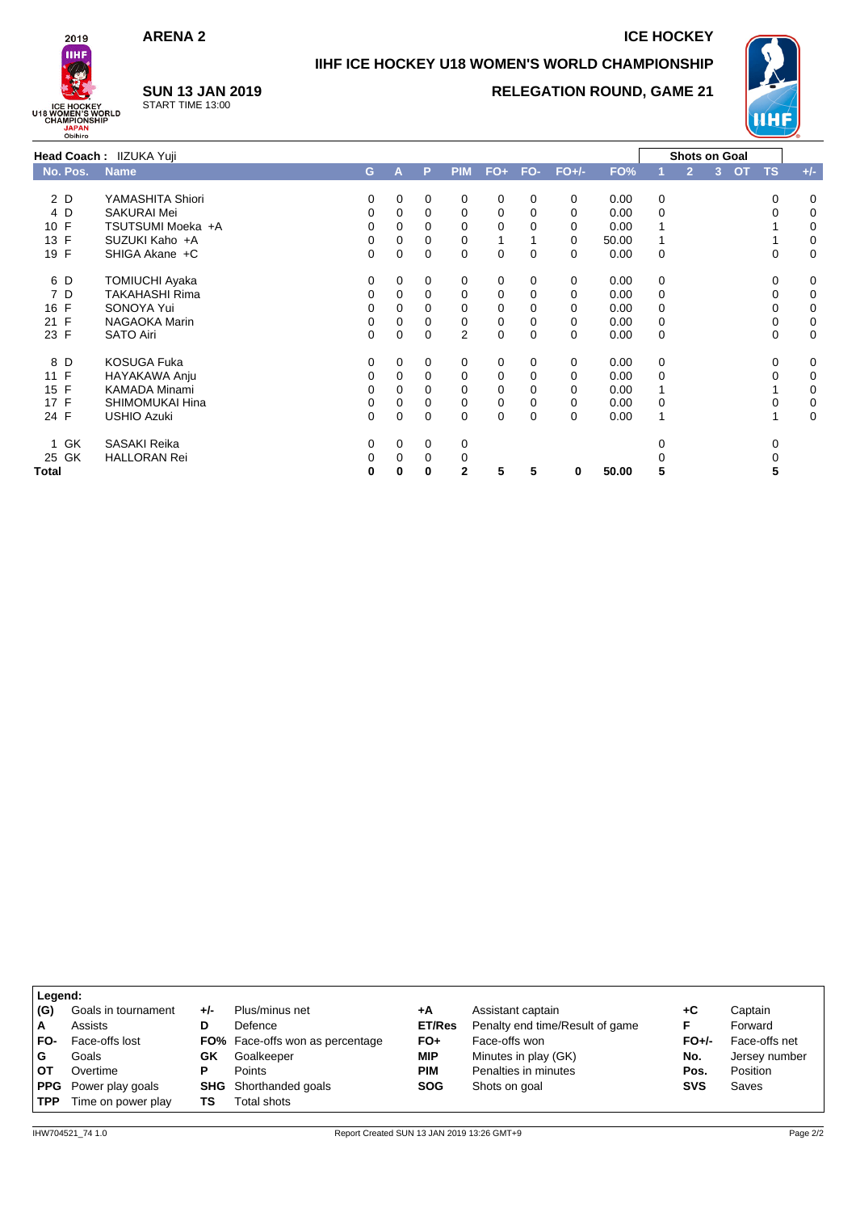**ARENA 2** **ICE HOCKEY**

# IIHF ICE HOCKEY U18 WOMEN'S WORLD CHAMPIONSHIP

**SUN 13 JAN 2019**
START TIME 13:00

## RELEGATION ROUND, GAME 21

**Head Coach :** IIZUKA Yuji

| No. | Pos. | Name | G | A | P | PIM | FO+ | FO- | FO+/- | FO% | Shots on Goal 1 | 2 | 3 | OT | TS | +/- |
|---|---|---|---|---|---|---|---|---|---|---|---|---|---|---|---|---|
| 2 | D | YAMASHITA Shiori | 0 | 0 | 0 | 0 | 0 | 0 | 0 | 0.00 | 0 | | | | 0 | 0 |
| 4 | D | SAKURAI Mei | 0 | 0 | 0 | 0 | 0 | 0 | 0 | 0.00 | 0 | | | | 0 | 0 |
| 10 | F | TSUTSUMI Moeka +A | 0 | 0 | 0 | 0 | 0 | 0 | 0 | 0.00 | 1 | | | | 1 | 0 |
| 13 | F | SUZUKI Kaho +A | 0 | 0 | 0 | 0 | 1 | 1 | 0 | 50.00 | 1 | | | | 1 | 0 |
| 19 | F | SHIGA Akane +C | 0 | 0 | 0 | 0 | 0 | 0 | 0 | 0.00 | 0 | | | | 0 | 0 |
| 6 | D | TOMIUCHI Ayaka | 0 | 0 | 0 | 0 | 0 | 0 | 0 | 0.00 | 0 | | | | 0 | 0 |
| 7 | D | TAKAHASHI Rima | 0 | 0 | 0 | 0 | 0 | 0 | 0 | 0.00 | 0 | | | | 0 | 0 |
| 16 | F | SONOYA Yui | 0 | 0 | 0 | 0 | 0 | 0 | 0 | 0.00 | 0 | | | | 0 | 0 |
| 21 | F | NAGAOKA Marin | 0 | 0 | 0 | 0 | 0 | 0 | 0 | 0.00 | 0 | | | | 0 | 0 |
| 23 | F | SATO Airi | 0 | 0 | 0 | 2 | 0 | 0 | 0 | 0.00 | 0 | | | | 0 | 0 |
| 8 | D | KOSUGA Fuka | 0 | 0 | 0 | 0 | 0 | 0 | 0 | 0.00 | 0 | | | | 0 | 0 |
| 11 | F | HAYAKAWA Anju | 0 | 0 | 0 | 0 | 0 | 0 | 0 | 0.00 | 0 | | | | 0 | 0 |
| 15 | F | KAMADA Minami | 0 | 0 | 0 | 0 | 0 | 0 | 0 | 0.00 | 1 | | | | 1 | 0 |
| 17 | F | SHIMOMUKAI Hina | 0 | 0 | 0 | 0 | 0 | 0 | 0 | 0.00 | 0 | | | | 0 | 0 |
| 24 | F | USHIO Azuki | 0 | 0 | 0 | 0 | 0 | 0 | 0 | 0.00 | 1 | | | | 1 | 0 |
| 1 | GK | SASAKI Reika | 0 | 0 | 0 | 0 | | | | | 0 | | | | 0 | |
| 25 | GK | HALLORAN Rei | 0 | 0 | 0 | 0 | | | | | 0 | | | | 0 | |
| **Total** | | | **0** | **0** | **0** | **2** | **5** | **5** | **0** | **50.00** | **5** | | | | **5** | |

**Legend:**

| | | | | | | | |
|---|---|---|---|---|---|---|---|
| (G) | Goals in tournament | +/- | Plus/minus net | +A | Assistant captain | +C | Captain |
| A | Assists | D | Defence | ET/Res | Penalty end time/Result of game | F | Forward |
| FO- | Face-offs lost | FO% | Face-offs won as percentage | FO+ | Face-offs won | FO+/- | Face-offs net |
| G | Goals | GK | Goalkeeper | MIP | Minutes in play (GK) | No. | Jersey number |
| OT | Overtime | P | Points | PIM | Penalties in minutes | Pos. | Position |
| PPG | Power play goals | SHG | Shorthanded goals | SOG | Shots on goal | SVS | Saves |
| TPP | Time on power play | TS | Total shots | | | | |

IHW704521_74 1.0 Report Created SUN 13 JAN 2019 13:26 GMT+9